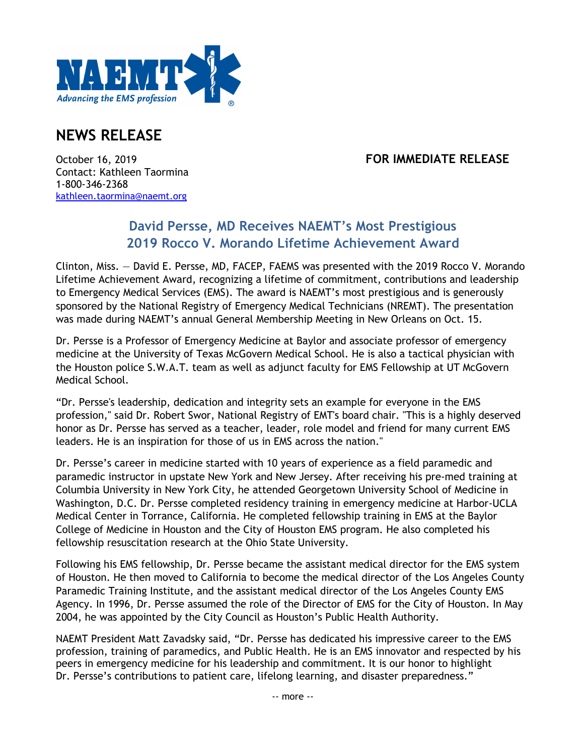NAEMT
*Advancing the EMS profession*

# NEWS RELEASE

October 16, 2019
Contact: Kathleen Taormina
1-800-346-2368
kathleen.taormina@naemt.org

**FOR IMMEDIATE RELEASE**

## David Persse, MD Receives NAEMT's Most Prestigious 2019 Rocco V. Morando Lifetime Achievement Award

Clinton, Miss. — David E. Persse, MD, FACEP, FAEMS was presented with the 2019 Rocco V. Morando Lifetime Achievement Award, recognizing a lifetime of commitment, contributions and leadership to Emergency Medical Services (EMS). The award is NAEMT's most prestigious and is generously sponsored by the National Registry of Emergency Medical Technicians (NREMT). The presentation was made during NAEMT's annual General Membership Meeting in New Orleans on Oct. 15.

Dr. Persse is a Professor of Emergency Medicine at Baylor and associate professor of emergency medicine at the University of Texas McGovern Medical School. He is also a tactical physician with the Houston police S.W.A.T. team as well as adjunct faculty for EMS Fellowship at UT McGovern Medical School.

"Dr. Persse's leadership, dedication and integrity sets an example for everyone in the EMS profession," said Dr. Robert Swor, National Registry of EMT's board chair. "This is a highly deserved honor as Dr. Persse has served as a teacher, leader, role model and friend for many current EMS leaders. He is an inspiration for those of us in EMS across the nation."

Dr. Persse's career in medicine started with 10 years of experience as a field paramedic and paramedic instructor in upstate New York and New Jersey. After receiving his pre-med training at Columbia University in New York City, he attended Georgetown University School of Medicine in Washington, D.C. Dr. Persse completed residency training in emergency medicine at Harbor-UCLA Medical Center in Torrance, California. He completed fellowship training in EMS at the Baylor College of Medicine in Houston and the City of Houston EMS program. He also completed his fellowship resuscitation research at the Ohio State University.

Following his EMS fellowship, Dr. Persse became the assistant medical director for the EMS system of Houston. He then moved to California to become the medical director of the Los Angeles County Paramedic Training Institute, and the assistant medical director of the Los Angeles County EMS Agency. In 1996, Dr. Persse assumed the role of the Director of EMS for the City of Houston. In May 2004, he was appointed by the City Council as Houston's Public Health Authority.

NAEMT President Matt Zavadsky said, "Dr. Persse has dedicated his impressive career to the EMS profession, training of paramedics, and Public Health. He is an EMS innovator and respected by his peers in emergency medicine for his leadership and commitment. It is our honor to highlight Dr. Persse's contributions to patient care, lifelong learning, and disaster preparedness."

-- more --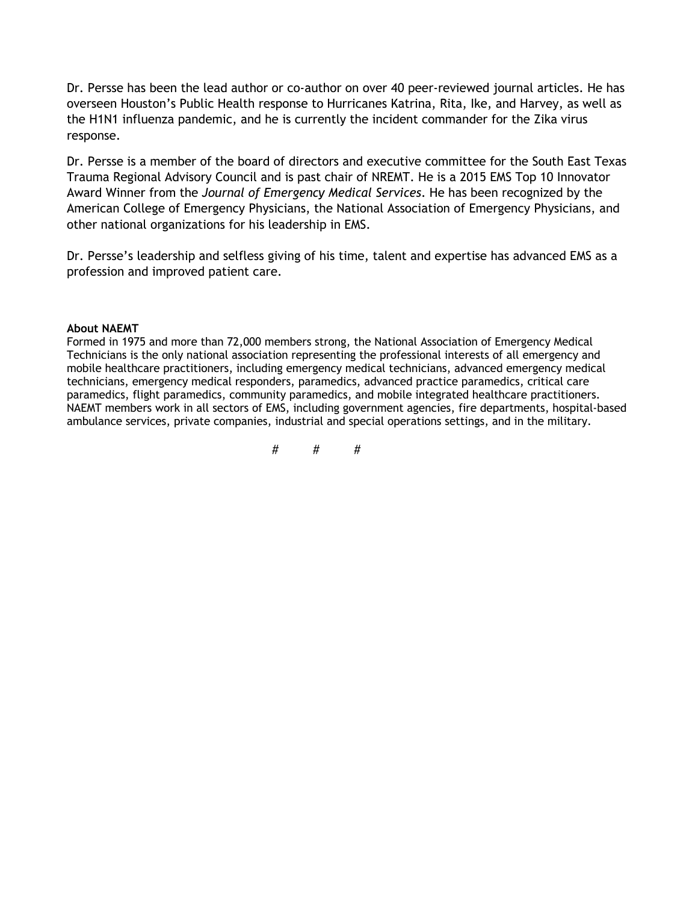Dr. Persse has been the lead author or co-author on over 40 peer-reviewed journal articles. He has overseen Houston's Public Health response to Hurricanes Katrina, Rita, Ike, and Harvey, as well as the H1N1 influenza pandemic, and he is currently the incident commander for the Zika virus response.

Dr. Persse is a member of the board of directors and executive committee for the South East Texas Trauma Regional Advisory Council and is past chair of NREMT. He is a 2015 EMS Top 10 Innovator Award Winner from the *Journal of Emergency Medical Services*. He has been recognized by the American College of Emergency Physicians, the National Association of Emergency Physicians, and other national organizations for his leadership in EMS.

Dr. Persse's leadership and selfless giving of his time, talent and expertise has advanced EMS as a profession and improved patient care.

**About NAEMT**
Formed in 1975 and more than 72,000 members strong, the National Association of Emergency Medical Technicians is the only national association representing the professional interests of all emergency and mobile healthcare practitioners, including emergency medical technicians, advanced emergency medical technicians, emergency medical responders, paramedics, advanced practice paramedics, critical care paramedics, flight paramedics, community paramedics, and mobile integrated healthcare practitioners. NAEMT members work in all sectors of EMS, including government agencies, fire departments, hospital-based ambulance services, private companies, industrial and special operations settings, and in the military.

# # #